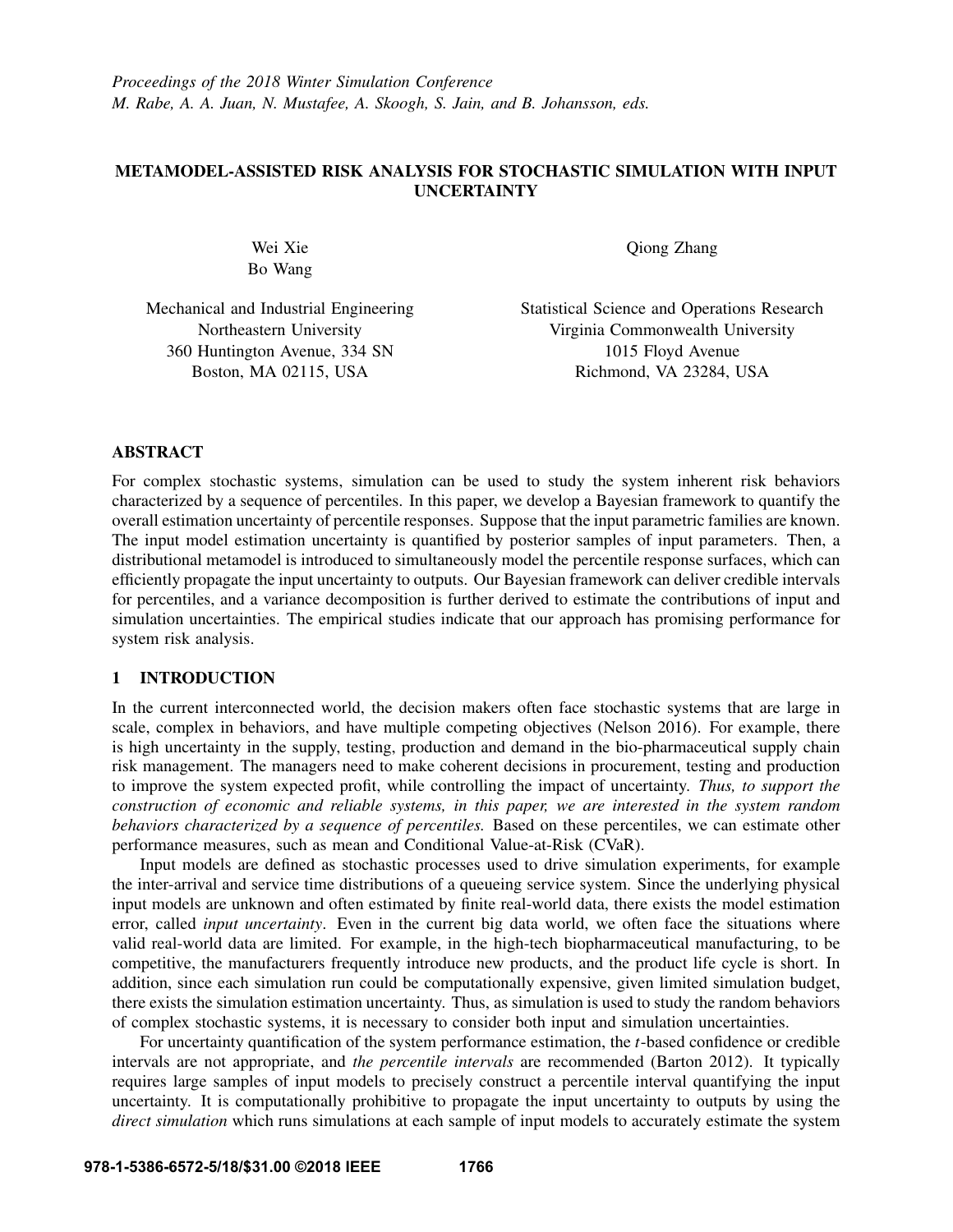# METAMODEL-ASSISTED RISK ANALYSIS FOR STOCHASTIC SIMULATION WITH INPUT UNCERTAINTY

Wei Xie
Bo Wang

Mechanical and Industrial Engineering
Northeastern University
360 Huntington Avenue, 334 SN
Boston, MA 02115, USA

Qiong Zhang

Statistical Science and Operations Research
Virginia Commonwealth University
1015 Floyd Avenue
Richmond, VA 23284, USA

## ABSTRACT

For complex stochastic systems, simulation can be used to study the system inherent risk behaviors characterized by a sequence of percentiles. In this paper, we develop a Bayesian framework to quantify the overall estimation uncertainty of percentile responses. Suppose that the input parametric families are known. The input model estimation uncertainty is quantified by posterior samples of input parameters. Then, a distributional metamodel is introduced to simultaneously model the percentile response surfaces, which can efficiently propagate the input uncertainty to outputs. Our Bayesian framework can deliver credible intervals for percentiles, and a variance decomposition is further derived to estimate the contributions of input and simulation uncertainties. The empirical studies indicate that our approach has promising performance for system risk analysis.

## 1 INTRODUCTION

In the current interconnected world, the decision makers often face stochastic systems that are large in scale, complex in behaviors, and have multiple competing objectives (Nelson 2016). For example, there is high uncertainty in the supply, testing, production and demand in the bio-pharmaceutical supply chain risk management. The managers need to make coherent decisions in procurement, testing and production to improve the system expected profit, while controlling the impact of uncertainty. *Thus, to support the construction of economic and reliable systems, in this paper, we are interested in the system random behaviors characterized by a sequence of percentiles.* Based on these percentiles, we can estimate other performance measures, such as mean and Conditional Value-at-Risk (CVaR).

Input models are defined as stochastic processes used to drive simulation experiments, for example the inter-arrival and service time distributions of a queueing service system. Since the underlying physical input models are unknown and often estimated by finite real-world data, there exists the model estimation error, called *input uncertainty*. Even in the current big data world, we often face the situations where valid real-world data are limited. For example, in the high-tech biopharmaceutical manufacturing, to be competitive, the manufacturers frequently introduce new products, and the product life cycle is short. In addition, since each simulation run could be computationally expensive, given limited simulation budget, there exists the simulation estimation uncertainty. Thus, as simulation is used to study the random behaviors of complex stochastic systems, it is necessary to consider both input and simulation uncertainties.

For uncertainty quantification of the system performance estimation, the $t$-based confidence or credible intervals are not appropriate, and *the percentile intervals* are recommended (Barton 2012). It typically requires large samples of input models to precisely construct a percentile interval quantifying the input uncertainty. It is computationally prohibitive to propagate the input uncertainty to outputs by using the *direct simulation* which runs simulations at each sample of input models to accurately estimate the system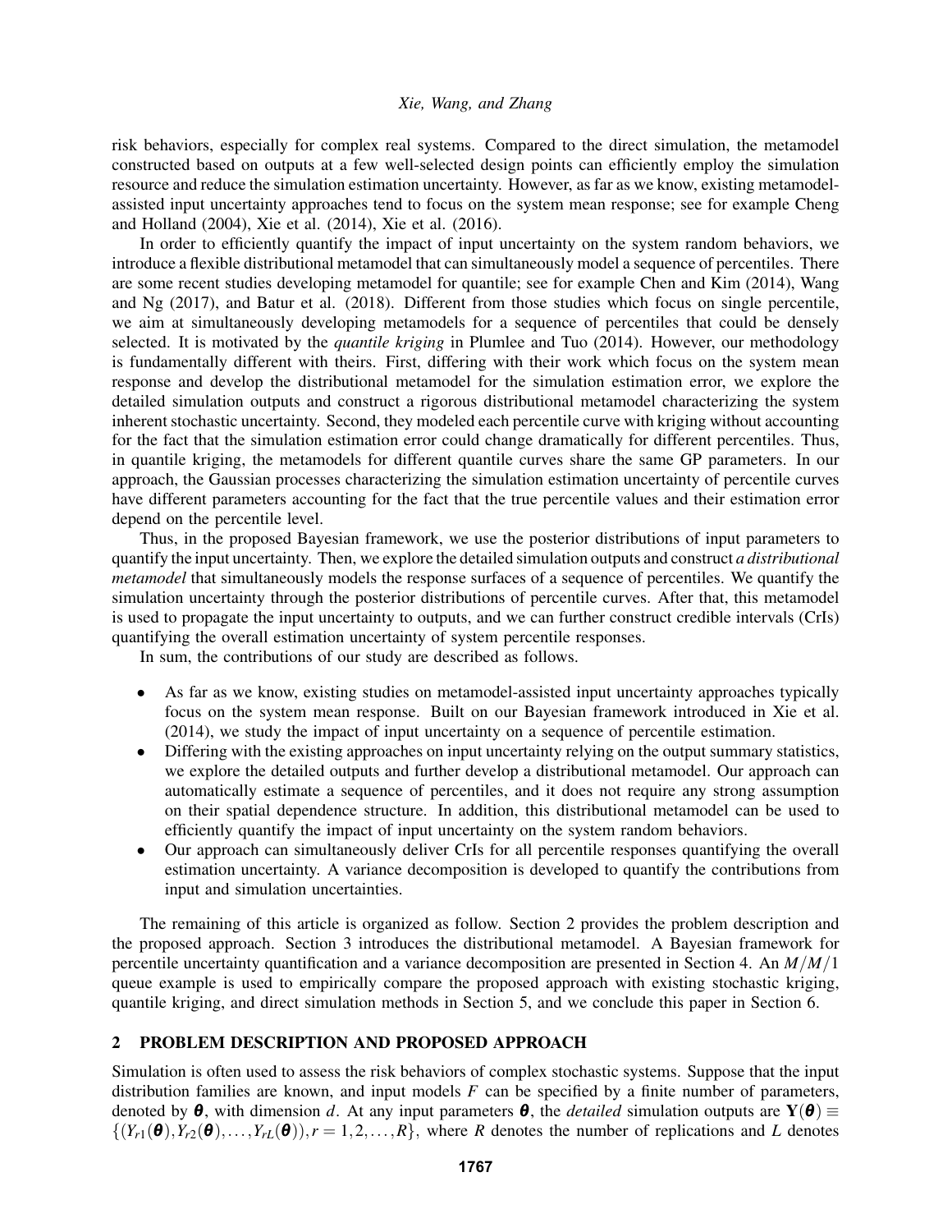risk behaviors, especially for complex real systems. Compared to the direct simulation, the metamodel constructed based on outputs at a few well-selected design points can efficiently employ the simulation resource and reduce the simulation estimation uncertainty. However, as far as we know, existing metamodel-assisted input uncertainty approaches tend to focus on the system mean response; see for example Cheng and Holland (2004), Xie et al. (2014), Xie et al. (2016).

In order to efficiently quantify the impact of input uncertainty on the system random behaviors, we introduce a flexible distributional metamodel that can simultaneously model a sequence of percentiles. There are some recent studies developing metamodel for quantile; see for example Chen and Kim (2014), Wang and Ng (2017), and Batur et al. (2018). Different from those studies which focus on single percentile, we aim at simultaneously developing metamodels for a sequence of percentiles that could be densely selected. It is motivated by the *quantile kriging* in Plumlee and Tuo (2014). However, our methodology is fundamentally different with theirs. First, differing with their work which focus on the system mean response and develop the distributional metamodel for the simulation estimation error, we explore the detailed simulation outputs and construct a rigorous distributional metamodel characterizing the system inherent stochastic uncertainty. Second, they modeled each percentile curve with kriging without accounting for the fact that the simulation estimation error could change dramatically for different percentiles. Thus, in quantile kriging, the metamodels for different quantile curves share the same GP parameters. In our approach, the Gaussian processes characterizing the simulation estimation uncertainty of percentile curves have different parameters accounting for the fact that the true percentile values and their estimation error depend on the percentile level.

Thus, in the proposed Bayesian framework, we use the posterior distributions of input parameters to quantify the input uncertainty. Then, we explore the detailed simulation outputs and construct *a distributional metamodel* that simultaneously models the response surfaces of a sequence of percentiles. We quantify the simulation uncertainty through the posterior distributions of percentile curves. After that, this metamodel is used to propagate the input uncertainty to outputs, and we can further construct credible intervals (CrIs) quantifying the overall estimation uncertainty of system percentile responses.

In sum, the contributions of our study are described as follows.

- As far as we know, existing studies on metamodel-assisted input uncertainty approaches typically focus on the system mean response. Built on our Bayesian framework introduced in Xie et al. (2014), we study the impact of input uncertainty on a sequence of percentile estimation.
- Differing with the existing approaches on input uncertainty relying on the output summary statistics, we explore the detailed outputs and further develop a distributional metamodel. Our approach can automatically estimate a sequence of percentiles, and it does not require any strong assumption on their spatial dependence structure. In addition, this distributional metamodel can be used to efficiently quantify the impact of input uncertainty on the system random behaviors.
- Our approach can simultaneously deliver CrIs for all percentile responses quantifying the overall estimation uncertainty. A variance decomposition is developed to quantify the contributions from input and simulation uncertainties.

The remaining of this article is organized as follow. Section 2 provides the problem description and the proposed approach. Section 3 introduces the distributional metamodel. A Bayesian framework for percentile uncertainty quantification and a variance decomposition are presented in Section 4. An $M/M/1$ queue example is used to empirically compare the proposed approach with existing stochastic kriging, quantile kriging, and direct simulation methods in Section 5, and we conclude this paper in Section 6.

## 2 PROBLEM DESCRIPTION AND PROPOSED APPROACH

Simulation is often used to assess the risk behaviors of complex stochastic systems. Suppose that the input distribution families are known, and input models $F$ can be specified by a finite number of parameters, denoted by $\boldsymbol{\theta}$, with dimension $d$. At any input parameters $\boldsymbol{\theta}$, the *detailed* simulation outputs are $\mathbf{Y}(\boldsymbol{\theta}) \equiv \{(Y_{r1}(\boldsymbol{\theta}), Y_{r2}(\boldsymbol{\theta}), \ldots, Y_{rL}(\boldsymbol{\theta})), r = 1, 2, \ldots, R\}$, where $R$ denotes the number of replications and $L$ denotes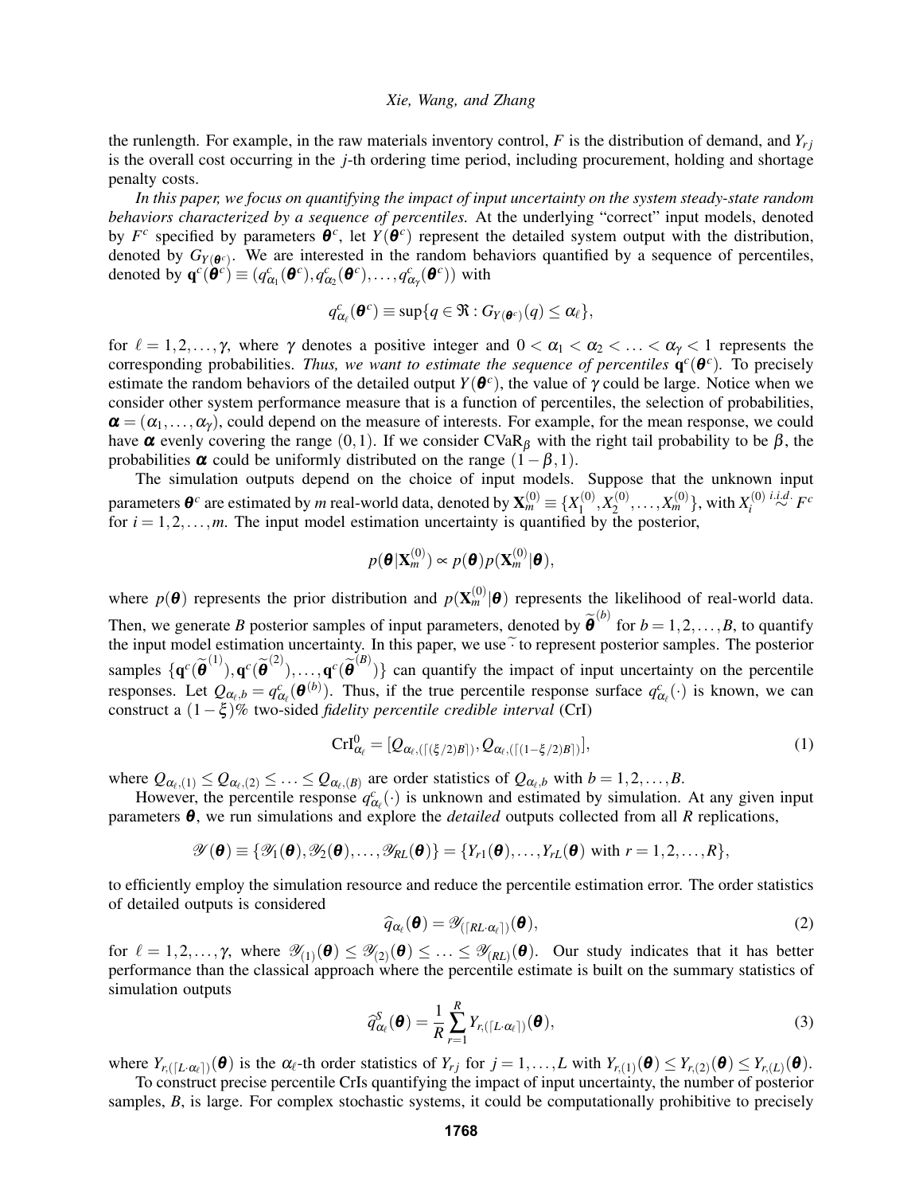the runlength. For example, in the raw materials inventory control, $F$ is the distribution of demand, and $Y_{rj}$ is the overall cost occurring in the $j$-th ordering time period, including procurement, holding and shortage penalty costs.

*In this paper, we focus on quantifying the impact of input uncertainty on the system steady-state random behaviors characterized by a sequence of percentiles.* At the underlying "correct" input models, denoted by $F^c$ specified by parameters $\boldsymbol{\theta}^c$, let $Y(\boldsymbol{\theta}^c)$ represent the detailed system output with the distribution, denoted by $G_{Y(\boldsymbol{\theta}^c)}$. We are interested in the random behaviors quantified by a sequence of percentiles, denoted by $\mathbf{q}^c(\boldsymbol{\theta}^c) \equiv (q^c_{\alpha_1}(\boldsymbol{\theta}^c), q^c_{\alpha_2}(\boldsymbol{\theta}^c), \ldots, q^c_{\alpha_\gamma}(\boldsymbol{\theta}^c))$ with

$$q^c_{\alpha_\ell}(\boldsymbol{\theta}^c) \equiv \sup\{q \in \Re : G_{Y(\boldsymbol{\theta}^c)}(q) \leq \alpha_\ell\},$$

for $\ell = 1, 2, \ldots, \gamma$, where $\gamma$ denotes a positive integer and $0 < \alpha_1 < \alpha_2 < \ldots < \alpha_\gamma < 1$ represents the corresponding probabilities. *Thus, we want to estimate the sequence of percentiles* $\mathbf{q}^c(\boldsymbol{\theta}^c)$. To precisely estimate the random behaviors of the detailed output $Y(\boldsymbol{\theta}^c)$, the value of $\gamma$ could be large. Notice when we consider other system performance measure that is a function of percentiles, the selection of probabilities, $\boldsymbol{\alpha} = (\alpha_1, \ldots, \alpha_\gamma)$, could depend on the measure of interests. For example, for the mean response, we could have $\boldsymbol{\alpha}$ evenly covering the range $(0,1)$. If we consider CVaR$_\beta$ with the right tail probability to be $\beta$, the probabilities $\boldsymbol{\alpha}$ could be uniformly distributed on the range $(1-\beta, 1)$.

The simulation outputs depend on the choice of input models. Suppose that the unknown input parameters $\boldsymbol{\theta}^c$ are estimated by $m$ real-world data, denoted by $\mathbf{X}^{(0)}_m \equiv \{X^{(0)}_1, X^{(0)}_2, \ldots, X^{(0)}_m\}$, with $X^{(0)}_i \overset{i.i.d.}{\sim} F^c$ for $i = 1, 2, \ldots, m$. The input model estimation uncertainty is quantified by the posterior,

$$p(\boldsymbol{\theta}|\mathbf{X}^{(0)}_m) \propto p(\boldsymbol{\theta})p(\mathbf{X}^{(0)}_m|\boldsymbol{\theta}),$$

where $p(\boldsymbol{\theta})$ represents the prior distribution and $p(\mathbf{X}^{(0)}_m|\boldsymbol{\theta})$ represents the likelihood of real-world data. Then, we generate $B$ posterior samples of input parameters, denoted by $\widetilde{\boldsymbol{\theta}}^{(b)}$ for $b = 1, 2, \ldots, B$, to quantify the input model estimation uncertainty. In this paper, we use $\widetilde{\ }$ to represent posterior samples. The posterior samples $\{\mathbf{q}^c(\widetilde{\boldsymbol{\theta}}^{(1)}), \mathbf{q}^c(\widetilde{\boldsymbol{\theta}}^{(2)}), \ldots, \mathbf{q}^c(\widetilde{\boldsymbol{\theta}}^{(B)})\}$ can quantify the impact of input uncertainty on the percentile responses. Let $Q_{\alpha_\ell,b} = q^c_{\alpha_\ell}(\boldsymbol{\theta}^{(b)})$. Thus, if the true percentile response surface $q^c_{\alpha_\ell}(\cdot)$ is known, we can construct a $(1-\xi)\%$ two-sided *fidelity percentile credible interval* (CrI)

$$\text{CrI}^0_{\alpha_\ell} = [Q_{\alpha_\ell,(\lceil(\xi/2)B\rceil)}, Q_{\alpha_\ell,(\lceil(1-\xi/2)B\rceil)}], \tag{1}$$

where $Q_{\alpha_\ell,(1)} \leq Q_{\alpha_\ell,(2)} \leq \ldots \leq Q_{\alpha_\ell,(B)}$ are order statistics of $Q_{\alpha_\ell,b}$ with $b = 1, 2, \ldots, B$.

However, the percentile response $q^c_{\alpha_\ell}(\cdot)$ is unknown and estimated by simulation. At any given input parameters $\boldsymbol{\theta}$, we run simulations and explore the *detailed* outputs collected from all $R$ replications,

$$\mathscr{Y}(\boldsymbol{\theta}) \equiv \{\mathscr{Y}_1(\boldsymbol{\theta}), \mathscr{Y}_2(\boldsymbol{\theta}), \ldots, \mathscr{Y}_{RL}(\boldsymbol{\theta})\} = \{Y_{r1}(\boldsymbol{\theta}), \ldots, Y_{rL}(\boldsymbol{\theta}) \text{ with } r = 1, 2, \ldots, R\},$$

to efficiently employ the simulation resource and reduce the percentile estimation error. The order statistics of detailed outputs is considered

$$\widehat{q}_{\alpha_\ell}(\boldsymbol{\theta}) = \mathscr{Y}_{(\lceil RL\cdot\alpha_\ell\rceil)}(\boldsymbol{\theta}), \tag{2}$$

for $\ell = 1, 2, \ldots, \gamma$, where $\mathscr{Y}_{(1)}(\boldsymbol{\theta}) \leq \mathscr{Y}_{(2)}(\boldsymbol{\theta}) \leq \ldots \leq \mathscr{Y}_{(RL)}(\boldsymbol{\theta})$. Our study indicates that it has better performance than the classical approach where the percentile estimate is built on the summary statistics of simulation outputs

$$\widehat{q}^S_{\alpha_\ell}(\boldsymbol{\theta}) = \frac{1}{R}\sum_{r=1}^{R} Y_{r,(\lceil L\cdot\alpha_\ell\rceil)}(\boldsymbol{\theta}), \tag{3}$$

where $Y_{r,(\lceil L\cdot\alpha_\ell\rceil)}(\boldsymbol{\theta})$ is the $\alpha_\ell$-th order statistics of $Y_{rj}$ for $j = 1, \ldots, L$ with $Y_{r,(1)}(\boldsymbol{\theta}) \leq Y_{r,(2)}(\boldsymbol{\theta}) \leq Y_{r,(L)}(\boldsymbol{\theta})$.

To construct precise percentile CrIs quantifying the impact of input uncertainty, the number of posterior samples, $B$, is large. For complex stochastic systems, it could be computationally prohibitive to precisely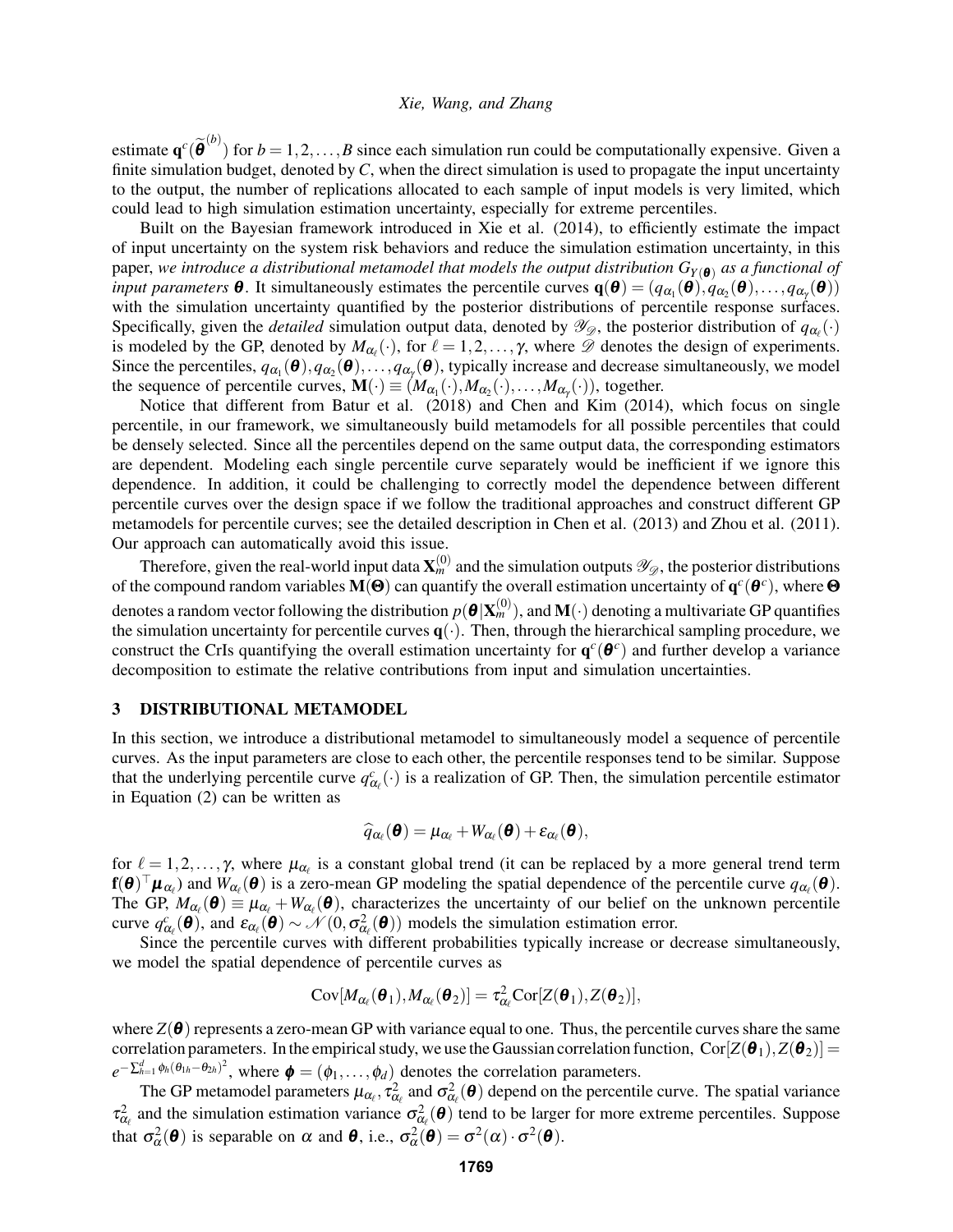estimate $\mathbf{q}^c(\widetilde{\boldsymbol{\theta}}^{(b)})$ for $b = 1, 2, \ldots, B$ since each simulation run could be computationally expensive. Given a finite simulation budget, denoted by $C$, when the direct simulation is used to propagate the input uncertainty to the output, the number of replications allocated to each sample of input models is very limited, which could lead to high simulation estimation uncertainty, especially for extreme percentiles.

Built on the Bayesian framework introduced in Xie et al. (2014), to efficiently estimate the impact of input uncertainty on the system risk behaviors and reduce the simulation estimation uncertainty, in this paper, *we introduce a distributional metamodel that models the output distribution $G_{Y(\boldsymbol{\theta})}$ as a functional of input parameters $\boldsymbol{\theta}$*. It simultaneously estimates the percentile curves $\mathbf{q}(\boldsymbol{\theta}) = (q_{\alpha_1}(\boldsymbol{\theta}), q_{\alpha_2}(\boldsymbol{\theta}), \ldots, q_{\alpha_\gamma}(\boldsymbol{\theta}))$ with the simulation uncertainty quantified by the posterior distributions of percentile response surfaces. Specifically, given the *detailed* simulation output data, denoted by $\mathscr{Y}_{\mathscr{D}}$, the posterior distribution of $q_{\alpha_\ell}(\cdot)$ is modeled by the GP, denoted by $M_{\alpha_\ell}(\cdot)$, for $\ell = 1, 2, \ldots, \gamma$, where $\mathscr{D}$ denotes the design of experiments. Since the percentiles, $q_{\alpha_1}(\boldsymbol{\theta}), q_{\alpha_2}(\boldsymbol{\theta}), \ldots, q_{\alpha_\gamma}(\boldsymbol{\theta})$, typically increase and decrease simultaneously, we model the sequence of percentile curves, $\mathbf{M}(\cdot) \equiv (M_{\alpha_1}(\cdot), M_{\alpha_2}(\cdot), \ldots, M_{\alpha_\gamma}(\cdot))$, together.

Notice that different from Batur et al. (2018) and Chen and Kim (2014), which focus on single percentile, in our framework, we simultaneously build metamodels for all possible percentiles that could be densely selected. Since all the percentiles depend on the same output data, the corresponding estimators are dependent. Modeling each single percentile curve separately would be inefficient if we ignore this dependence. In addition, it could be challenging to correctly model the dependence between different percentile curves over the design space if we follow the traditional approaches and construct different GP metamodels for percentile curves; see the detailed description in Chen et al. (2013) and Zhou et al. (2011). Our approach can automatically avoid this issue.

Therefore, given the real-world input data $\mathbf{X}_m^{(0)}$ and the simulation outputs $\mathscr{Y}_{\mathscr{D}}$, the posterior distributions of the compound random variables $\mathbf{M}(\boldsymbol{\Theta})$ can quantify the overall estimation uncertainty of $\mathbf{q}^c(\boldsymbol{\theta}^c)$, where $\boldsymbol{\Theta}$ denotes a random vector following the distribution $p(\boldsymbol{\theta}|\mathbf{X}_m^{(0)})$, and $\mathbf{M}(\cdot)$ denoting a multivariate GP quantifies the simulation uncertainty for percentile curves $\mathbf{q}(\cdot)$. Then, through the hierarchical sampling procedure, we construct the CrIs quantifying the overall estimation uncertainty for $\mathbf{q}^c(\boldsymbol{\theta}^c)$ and further develop a variance decomposition to estimate the relative contributions from input and simulation uncertainties.

## 3 DISTRIBUTIONAL METAMODEL

In this section, we introduce a distributional metamodel to simultaneously model a sequence of percentile curves. As the input parameters are close to each other, the percentile responses tend to be similar. Suppose that the underlying percentile curve $q^c_{\alpha_\ell}(\cdot)$ is a realization of GP. Then, the simulation percentile estimator in Equation (2) can be written as

$$\widehat{q}_{\alpha_\ell}(\boldsymbol{\theta}) = \mu_{\alpha_\ell} + W_{\alpha_\ell}(\boldsymbol{\theta}) + \varepsilon_{\alpha_\ell}(\boldsymbol{\theta}),$$

for $\ell = 1, 2, \ldots, \gamma$, where $\mu_{\alpha_\ell}$ is a constant global trend (it can be replaced by a more general trend term $\mathbf{f}(\boldsymbol{\theta})^\top \boldsymbol{\mu}_{\alpha_\ell}$) and $W_{\alpha_\ell}(\boldsymbol{\theta})$ is a zero-mean GP modeling the spatial dependence of the percentile curve $q_{\alpha_\ell}(\boldsymbol{\theta})$. The GP, $M_{\alpha_\ell}(\boldsymbol{\theta}) \equiv \mu_{\alpha_\ell} + W_{\alpha_\ell}(\boldsymbol{\theta})$, characterizes the uncertainty of our belief on the unknown percentile curve $q^c_{\alpha_\ell}(\boldsymbol{\theta})$, and $\varepsilon_{\alpha_\ell}(\boldsymbol{\theta}) \sim \mathscr{N}(0, \sigma^2_{\alpha_\ell}(\boldsymbol{\theta}))$ models the simulation estimation error.

Since the percentile curves with different probabilities typically increase or decrease simultaneously, we model the spatial dependence of percentile curves as

$$\mathrm{Cov}[M_{\alpha_\ell}(\boldsymbol{\theta}_1), M_{\alpha_\ell}(\boldsymbol{\theta}_2)] = \tau^2_{\alpha_\ell} \mathrm{Cor}[Z(\boldsymbol{\theta}_1), Z(\boldsymbol{\theta}_2)],$$

where $Z(\boldsymbol{\theta})$ represents a zero-mean GP with variance equal to one. Thus, the percentile curves share the same correlation parameters. In the empirical study, we use the Gaussian correlation function, $\mathrm{Cor}[Z(\boldsymbol{\theta}_1), Z(\boldsymbol{\theta}_2)] = e^{-\sum_{h=1}^d \phi_h (\theta_{1h} - \theta_{2h})^2}$, where $\boldsymbol{\phi} = (\phi_1, \ldots, \phi_d)$ denotes the correlation parameters.

The GP metamodel parameters $\mu_{\alpha_\ell}, \tau^2_{\alpha_\ell}$ and $\sigma^2_{\alpha_\ell}(\boldsymbol{\theta})$ depend on the percentile curve. The spatial variance $\tau^2_{\alpha_\ell}$ and the simulation estimation variance $\sigma^2_{\alpha_\ell}(\boldsymbol{\theta})$ tend to be larger for more extreme percentiles. Suppose that $\sigma^2_\alpha(\boldsymbol{\theta})$ is separable on $\alpha$ and $\boldsymbol{\theta}$, i.e., $\sigma^2_\alpha(\boldsymbol{\theta}) = \sigma^2(\alpha) \cdot \sigma^2(\boldsymbol{\theta})$.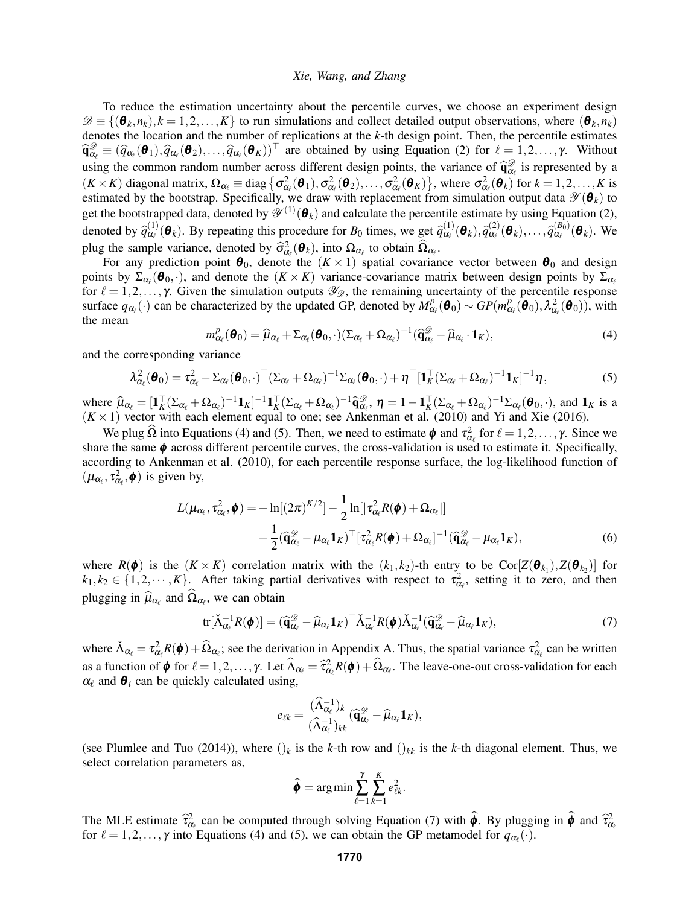To reduce the estimation uncertainty about the percentile curves, we choose an experiment design $\mathscr{D} \equiv \{(\boldsymbol{\theta}_k, n_k), k = 1, 2, \ldots, K\}$ to run simulations and collect detailed output observations, where $(\boldsymbol{\theta}_k, n_k)$ denotes the location and the number of replications at the $k$-th design point. Then, the percentile estimates $\widehat{\mathbf{q}}^{\mathscr{D}}_{\alpha_\ell} \equiv (\widehat{q}_{\alpha_\ell}(\boldsymbol{\theta}_1), \widehat{q}_{\alpha_\ell}(\boldsymbol{\theta}_2), \ldots, \widehat{q}_{\alpha_\ell}(\boldsymbol{\theta}_K))^\top$ are obtained by using Equation (2) for $\ell = 1, 2, \ldots, \gamma$. Without using the common random number across different design points, the variance of $\widehat{\mathbf{q}}^{\mathscr{D}}_{\alpha_\ell}$ is represented by a $(K \times K)$ diagonal matrix, $\Omega_{\alpha_\ell} \equiv \text{diag}\left\{\sigma^2_{\alpha_\ell}(\boldsymbol{\theta}_1), \sigma^2_{\alpha_\ell}(\boldsymbol{\theta}_2), \ldots, \sigma^2_{\alpha_\ell}(\boldsymbol{\theta}_K)\right\}$, where $\sigma^2_{\alpha_\ell}(\boldsymbol{\theta}_k)$ for $k = 1, 2, \ldots, K$ is estimated by the bootstrap. Specifically, we draw with replacement from simulation output data $\mathscr{Y}(\boldsymbol{\theta}_k)$ to get the bootstrapped data, denoted by $\mathscr{Y}^{(1)}(\boldsymbol{\theta}_k)$ and calculate the percentile estimate by using Equation (2), denoted by $\widehat{q}^{(1)}_{\alpha_\ell}(\boldsymbol{\theta}_k)$. By repeating this procedure for $B_0$ times, we get $\widehat{q}^{(1)}_{\alpha_\ell}(\boldsymbol{\theta}_k), \widehat{q}^{(2)}_{\alpha_\ell}(\boldsymbol{\theta}_k), \ldots, \widehat{q}^{(B_0)}_{\alpha_\ell}(\boldsymbol{\theta}_k)$. We plug the sample variance, denoted by $\widehat{\sigma}^2_{\alpha_\ell}(\boldsymbol{\theta}_k)$, into $\Omega_{\alpha_\ell}$ to obtain $\widehat{\Omega}_{\alpha_\ell}$.

For any prediction point $\boldsymbol{\theta}_0$, denote the $(K \times 1)$ spatial covariance vector between $\boldsymbol{\theta}_0$ and design points by $\Sigma_{\alpha_\ell}(\boldsymbol{\theta}_0, \cdot)$, and denote the $(K \times K)$ variance-covariance matrix between design points by $\Sigma_{\alpha_\ell}$ for $\ell = 1, 2, \ldots, \gamma$. Given the simulation outputs $\mathscr{Y}_{\mathscr{D}}$, the remaining uncertainty of the percentile response surface $q_{\alpha_\ell}(\cdot)$ can be characterized by the updated GP, denoted by $M^p_{\alpha_\ell}(\boldsymbol{\theta}_0) \sim GP(m^p_{\alpha_\ell}(\boldsymbol{\theta}_0), \lambda^2_{\alpha_\ell}(\boldsymbol{\theta}_0))$, with the mean

$$m^p_{\alpha_\ell}(\boldsymbol{\theta}_0) = \widehat{\mu}_{\alpha_\ell} + \Sigma_{\alpha_\ell}(\boldsymbol{\theta}_0, \cdot)(\Sigma_{\alpha_\ell} + \Omega_{\alpha_\ell})^{-1}(\widehat{\mathbf{q}}^{\mathscr{D}}_{\alpha_\ell} - \widehat{\mu}_{\alpha_\ell} \cdot \mathbf{1}_K), \tag{4}$$

and the corresponding variance

$$\lambda^2_{\alpha_\ell}(\boldsymbol{\theta}_0) = \tau^2_{\alpha_\ell} - \Sigma_{\alpha_\ell}(\boldsymbol{\theta}_0, \cdot)^\top (\Sigma_{\alpha_\ell} + \Omega_{\alpha_\ell})^{-1} \Sigma_{\alpha_\ell}(\boldsymbol{\theta}_0, \cdot) + \eta^\top [\mathbf{1}_K^\top (\Sigma_{\alpha_\ell} + \Omega_{\alpha_\ell})^{-1} \mathbf{1}_K]^{-1} \eta, \tag{5}$$

where $\widehat{\mu}_{\alpha_\ell} = [\mathbf{1}_K^\top (\Sigma_{\alpha_\ell} + \Omega_{\alpha_\ell})^{-1} \mathbf{1}_K]^{-1} \mathbf{1}_K^\top (\Sigma_{\alpha_\ell} + \Omega_{\alpha_\ell})^{-1} \widehat{\mathbf{q}}^{\mathscr{D}}_{\alpha_\ell}$, $\eta = 1 - \mathbf{1}_K^\top (\Sigma_{\alpha_\ell} + \Omega_{\alpha_\ell})^{-1} \Sigma_{\alpha_\ell}(\boldsymbol{\theta}_0, \cdot)$, and $\mathbf{1}_K$ is a $(K \times 1)$ vector with each element equal to one; see Ankenman et al. (2010) and Yi and Xie (2016).

We plug $\widehat{\Omega}$ into Equations (4) and (5). Then, we need to estimate $\boldsymbol{\phi}$ and $\tau^2_{\alpha_\ell}$ for $\ell = 1, 2, \ldots, \gamma$. Since we share the same $\boldsymbol{\phi}$ across different percentile curves, the cross-validation is used to estimate it. Specifically, according to Ankenman et al. (2010), for each percentile response surface, the log-likelihood function of $(\mu_{\alpha_\ell}, \tau^2_{\alpha_\ell}, \boldsymbol{\phi})$ is given by,

$$\begin{aligned} L(\mu_{\alpha_\ell}, \tau^2_{\alpha_\ell}, \boldsymbol{\phi}) = & -\ln[(2\pi)^{K/2}] - \frac{1}{2}\ln[|\tau^2_{\alpha_\ell} R(\boldsymbol{\phi}) + \Omega_{\alpha_\ell}|] \\ & - \frac{1}{2}(\widehat{\mathbf{q}}^{\mathscr{D}}_{\alpha_\ell} - \mu_{\alpha_\ell} \mathbf{1}_K)^\top [\tau^2_{\alpha_\ell} R(\boldsymbol{\phi}) + \Omega_{\alpha_\ell}]^{-1} (\widehat{\mathbf{q}}^{\mathscr{D}}_{\alpha_\ell} - \mu_{\alpha_\ell} \mathbf{1}_K), \end{aligned} \tag{6}$$

where $R(\boldsymbol{\phi})$ is the $(K \times K)$ correlation matrix with the $(k_1, k_2)$-th entry to be $\text{Cor}[Z(\boldsymbol{\theta}_{k_1}), Z(\boldsymbol{\theta}_{k_2})]$ for $k_1, k_2 \in \{1, 2, \cdots, K\}$. After taking partial derivatives with respect to $\tau^2_{\alpha_\ell}$, setting it to zero, and then plugging in $\widehat{\mu}_{\alpha_\ell}$ and $\widehat{\Omega}_{\alpha_\ell}$, we can obtain

$$\text{tr}[\check{\Lambda}^{-1}_{\alpha_\ell} R(\boldsymbol{\phi})] = (\widehat{\mathbf{q}}^{\mathscr{D}}_{\alpha_\ell} - \widehat{\mu}_{\alpha_\ell} \mathbf{1}_K)^\top \check{\Lambda}^{-1}_{\alpha_\ell} R(\boldsymbol{\phi}) \check{\Lambda}^{-1}_{\alpha_\ell} (\widehat{\mathbf{q}}^{\mathscr{D}}_{\alpha_\ell} - \widehat{\mu}_{\alpha_\ell} \mathbf{1}_K), \tag{7}$$

where $\check{\Lambda}_{\alpha_\ell} = \tau^2_{\alpha_\ell} R(\boldsymbol{\phi}) + \widehat{\Omega}_{\alpha_\ell}$; see the derivation in Appendix A. Thus, the spatial variance $\tau^2_{\alpha_\ell}$ can be written as a function of $\boldsymbol{\phi}$ for $\ell = 1, 2, \ldots, \gamma$. Let $\widehat{\Lambda}_{\alpha_\ell} = \widehat{\tau}^2_{\alpha_\ell} R(\boldsymbol{\phi}) + \widehat{\Omega}_{\alpha_\ell}$. The leave-one-out cross-validation for each $\alpha_\ell$ and $\boldsymbol{\theta}_i$ can be quickly calculated using,

$$e_{\ell k} = \frac{(\widehat{\Lambda}^{-1}_{\alpha_\ell})_k}{(\widehat{\Lambda}^{-1}_{\alpha_\ell})_{kk}} (\widehat{\mathbf{q}}^{\mathscr{D}}_{\alpha_\ell} - \widehat{\mu}_{\alpha_\ell} \mathbf{1}_K),$$

(see Plumlee and Tuo (2014)), where $()_k$ is the $k$-th row and $()_{kk}$ is the $k$-th diagonal element. Thus, we select correlation parameters as,

$$\widehat{\boldsymbol{\phi}} = \arg\min \sum_{\ell=1}^{\gamma} \sum_{k=1}^{K} e^2_{\ell k}.$$

The MLE estimate $\widehat{\tau}^2_{\alpha_\ell}$ can be computed through solving Equation (7) with $\widehat{\boldsymbol{\phi}}$. By plugging in $\widehat{\boldsymbol{\phi}}$ and $\widehat{\tau}^2_{\alpha_\ell}$ for $\ell = 1, 2, \ldots, \gamma$ into Equations (4) and (5), we can obtain the GP metamodel for $q_{\alpha_\ell}(\cdot)$.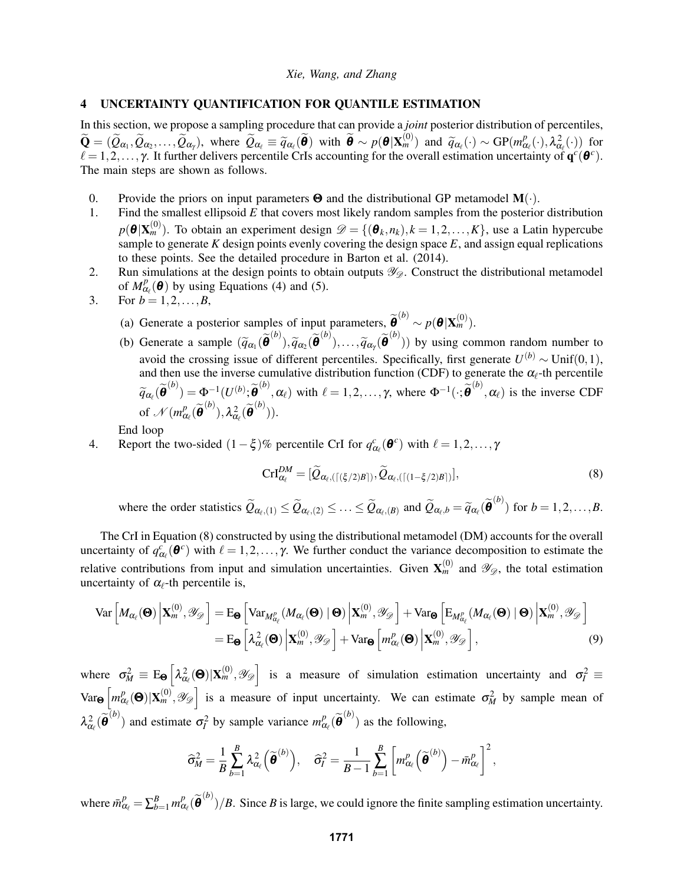## 4 UNCERTAINTY QUANTIFICATION FOR QUANTILE ESTIMATION

In this section, we propose a sampling procedure that can provide a *joint* posterior distribution of percentiles, $\widetilde{\mathbf{Q}} = (\widetilde{Q}_{\alpha_1}, \widetilde{Q}_{\alpha_2}, \ldots, \widetilde{Q}_{\alpha_\gamma})$, where $\widetilde{Q}_{\alpha_\ell} \equiv \widetilde{q}_{\alpha_\ell}(\widetilde{\boldsymbol{\theta}})$ with $\widetilde{\boldsymbol{\theta}} \sim p(\boldsymbol{\theta}|\mathbf{X}_m^{(0)})$ and $\widetilde{q}_{\alpha_\ell}(\cdot) \sim \mathrm{GP}(m^p_{\alpha_\ell}(\cdot), \lambda^2_{\alpha_\ell}(\cdot))$ for $\ell = 1, 2, \ldots, \gamma$. It further delivers percentile CrIs accounting for the overall estimation uncertainty of $\mathbf{q}^c(\boldsymbol{\theta}^c)$. The main steps are shown as follows.

0. Provide the priors on input parameters $\boldsymbol{\Theta}$ and the distributional GP metamodel $\mathbf{M}(\cdot)$.
1. Find the smallest ellipsoid $E$ that covers most likely random samples from the posterior distribution $p(\boldsymbol{\theta}|\mathbf{X}_m^{(0)})$. To obtain an experiment design $\mathscr{D} = \{(\boldsymbol{\theta}_k, n_k), k = 1, 2, \ldots, K\}$, use a Latin hypercube sample to generate $K$ design points evenly covering the design space $E$, and assign equal replications to these points. See the detailed procedure in Barton et al. (2014).
2. Run simulations at the design points to obtain outputs $\mathscr{Y}_{\mathscr{D}}$. Construct the distributional metamodel of $M^p_{\alpha_\ell}(\boldsymbol{\theta})$ by using Equations (4) and (5).
3. For $b = 1, 2, \ldots, B$,
   - (a) Generate a posterior samples of input parameters, $\widetilde{\boldsymbol{\theta}}^{(b)} \sim p(\boldsymbol{\theta}|\mathbf{X}_m^{(0)})$.
   - (b) Generate a sample $(\widetilde{q}_{\alpha_1}(\widetilde{\boldsymbol{\theta}}^{(b)}), \widetilde{q}_{\alpha_2}(\widetilde{\boldsymbol{\theta}}^{(b)}), \ldots, \widetilde{q}_{\alpha_\gamma}(\widetilde{\boldsymbol{\theta}}^{(b)}))$ by using common random number to avoid the crossing issue of different percentiles. Specifically, first generate $U^{(b)} \sim \mathrm{Unif}(0,1)$, and then use the inverse cumulative distribution function (CDF) to generate the $\alpha_\ell$-th percentile $\widetilde{q}_{\alpha_\ell}(\widetilde{\boldsymbol{\theta}}^{(b)}) = \Phi^{-1}(U^{(b)}; \widetilde{\boldsymbol{\theta}}^{(b)}, \alpha_\ell)$ with $\ell = 1, 2, \ldots, \gamma$, where $\Phi^{-1}(\cdot; \widetilde{\boldsymbol{\theta}}^{(b)}, \alpha_\ell)$ is the inverse CDF of $\mathscr{N}(m^p_{\alpha_\ell}(\widetilde{\boldsymbol{\theta}}^{(b)}), \lambda^2_{\alpha_\ell}(\widetilde{\boldsymbol{\theta}}^{(b)}))$.

   End loop
4. Report the two-sided $(1-\xi)\%$ percentile CrI for $q^c_{\alpha_\ell}(\boldsymbol{\theta}^c)$ with $\ell = 1, 2, \ldots, \gamma$

$$
\mathrm{CrI}^{DM}_{\alpha_\ell} = [\widetilde{Q}_{\alpha_\ell, (\lceil (\xi/2)B \rceil)}, \widetilde{Q}_{\alpha_\ell, (\lceil (1-\xi/2)B \rceil)}], \tag{8}
$$

where the order statistics $\widetilde{Q}_{\alpha_\ell,(1)} \leq \widetilde{Q}_{\alpha_\ell,(2)} \leq \ldots \leq \widetilde{Q}_{\alpha_\ell,(B)}$ and $\widetilde{Q}_{\alpha_\ell,b} = \widetilde{q}_{\alpha_\ell}(\widetilde{\boldsymbol{\theta}}^{(b)})$ for $b = 1, 2, \ldots, B$.

The CrI in Equation (8) constructed by using the distributional metamodel (DM) accounts for the overall uncertainty of $q^c_{\alpha_\ell}(\boldsymbol{\theta}^c)$ with $\ell = 1, 2, \ldots, \gamma$. We further conduct the variance decomposition to estimate the relative contributions from input and simulation uncertainties. Given $\mathbf{X}_m^{(0)}$ and $\mathscr{Y}_{\mathscr{D}}$, the total estimation uncertainty of $\alpha_\ell$-th percentile is,

$$
\begin{aligned}
\mathrm{Var}\left[M_{\alpha_\ell}(\boldsymbol{\Theta}) \,\middle|\, \mathbf{X}_m^{(0)}, \mathscr{Y}_{\mathscr{D}}\right] &= \mathrm{E}_{\boldsymbol{\Theta}}\left[\mathrm{Var}_{M^p_{\alpha_\ell}}(M_{\alpha_\ell}(\boldsymbol{\Theta}) \mid \boldsymbol{\Theta}) \,\middle|\, \mathbf{X}_m^{(0)}, \mathscr{Y}_{\mathscr{D}}\right] + \mathrm{Var}_{\boldsymbol{\Theta}}\left[\mathrm{E}_{M^p_{\alpha_\ell}}(M_{\alpha_\ell}(\boldsymbol{\Theta}) \mid \boldsymbol{\Theta}) \,\middle|\, \mathbf{X}_m^{(0)}, \mathscr{Y}_{\mathscr{D}}\right] \\
&= \mathrm{E}_{\boldsymbol{\Theta}}\left[\lambda^2_{\alpha_\ell}(\boldsymbol{\Theta}) \,\middle|\, \mathbf{X}_m^{(0)}, \mathscr{Y}_{\mathscr{D}}\right] + \mathrm{Var}_{\boldsymbol{\Theta}}\left[m^p_{\alpha_\ell}(\boldsymbol{\Theta}) \,\middle|\, \mathbf{X}_m^{(0)}, \mathscr{Y}_{\mathscr{D}}\right],
\end{aligned} \tag{9}
$$

where $\sigma^2_M \equiv \mathrm{E}_{\boldsymbol{\Theta}}\left[\lambda^2_{\alpha_\ell}(\boldsymbol{\Theta}) | \mathbf{X}_m^{(0)}, \mathscr{Y}_{\mathscr{D}}\right]$ is a measure of simulation estimation uncertainty and $\sigma^2_I \equiv \mathrm{Var}_{\boldsymbol{\Theta}}\left[m^p_{\alpha_\ell}(\boldsymbol{\Theta}) | \mathbf{X}_m^{(0)}, \mathscr{Y}_{\mathscr{D}}\right]$ is a measure of input uncertainty. We can estimate $\sigma^2_M$ by sample mean of $\lambda^2_{\alpha_\ell}(\widetilde{\boldsymbol{\theta}}^{(b)})$ and estimate $\sigma^2_I$ by sample variance $m^p_{\alpha_\ell}(\widetilde{\boldsymbol{\theta}}^{(b)})$ as the following,

$$
\widehat{\sigma}^2_M = \frac{1}{B}\sum_{b=1}^{B} \lambda^2_{\alpha_\ell}\left(\widetilde{\boldsymbol{\theta}}^{(b)}\right), \quad \widehat{\sigma}^2_I = \frac{1}{B-1}\sum_{b=1}^{B}\left[m^p_{\alpha_\ell}\left(\widetilde{\boldsymbol{\theta}}^{(b)}\right) - \bar{m}^p_{\alpha_\ell}\right]^2,
$$

where $\bar{m}^p_{\alpha_\ell} = \sum_{b=1}^{B} m^p_{\alpha_\ell}(\widetilde{\boldsymbol{\theta}}^{(b)})/B$. Since $B$ is large, we could ignore the finite sampling estimation uncertainty.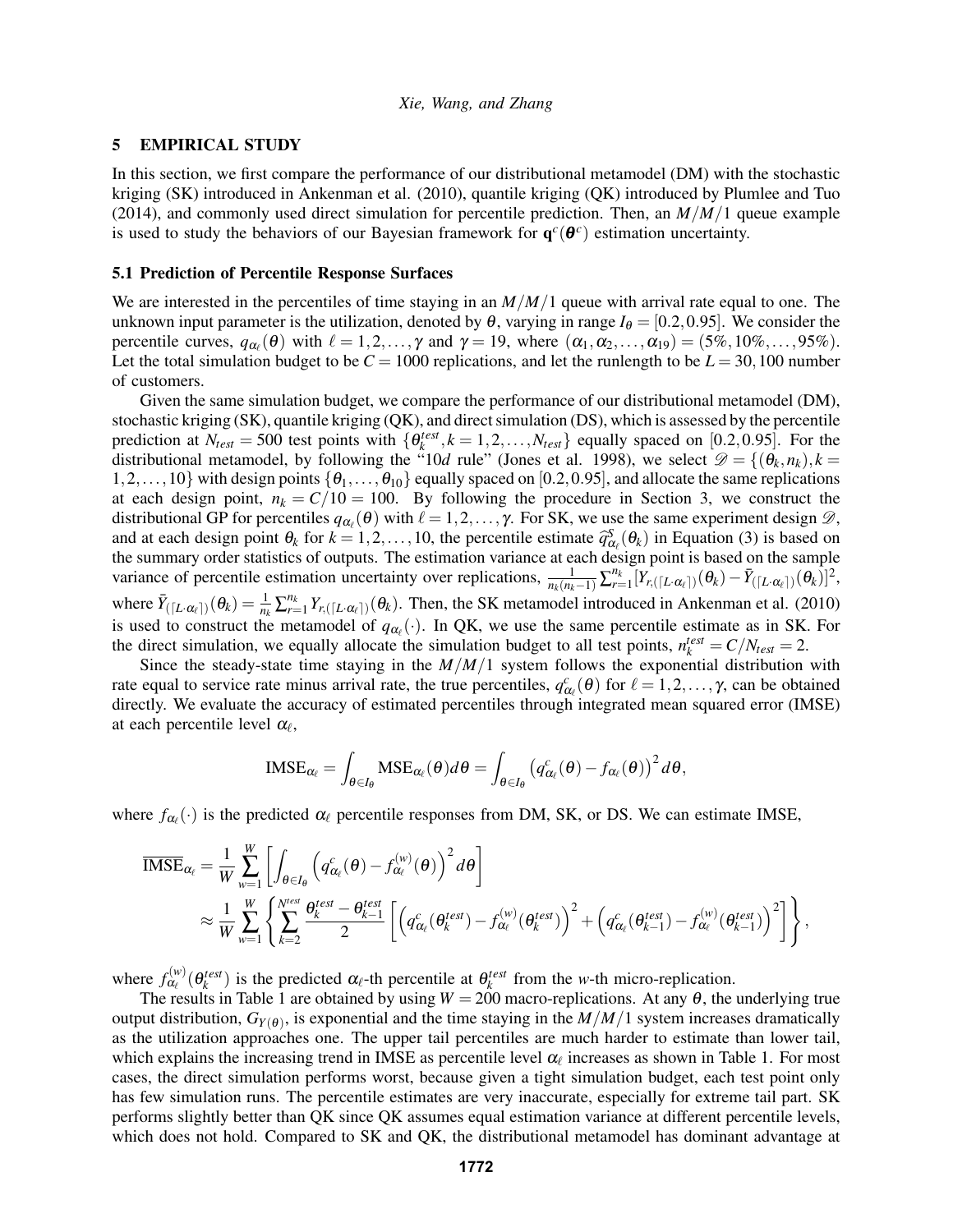## 5 EMPIRICAL STUDY

In this section, we first compare the performance of our distributional metamodel (DM) with the stochastic kriging (SK) introduced in Ankenman et al. (2010), quantile kriging (QK) introduced by Plumlee and Tuo (2014), and commonly used direct simulation for percentile prediction. Then, an $M/M/1$ queue example is used to study the behaviors of our Bayesian framework for $\mathbf{q}^c(\boldsymbol{\theta}^c)$ estimation uncertainty.

### 5.1 Prediction of Percentile Response Surfaces

We are interested in the percentiles of time staying in an $M/M/1$ queue with arrival rate equal to one. The unknown input parameter is the utilization, denoted by $\theta$, varying in range $I_\theta = [0.2, 0.95]$. We consider the percentile curves, $q_{\alpha_\ell}(\theta)$ with $\ell = 1, 2, \ldots, \gamma$ and $\gamma = 19$, where $(\alpha_1, \alpha_2, \ldots, \alpha_{19}) = (5\%, 10\%, \ldots, 95\%)$. Let the total simulation budget to be $C = 1000$ replications, and let the runlength to be $L = 30,100$ number of customers.

Given the same simulation budget, we compare the performance of our distributional metamodel (DM), stochastic kriging (SK), quantile kriging (QK), and direct simulation (DS), which is assessed by the percentile prediction at $N_{test} = 500$ test points with $\{\theta_k^{test}, k = 1, 2, \ldots, N_{test}\}$ equally spaced on $[0.2, 0.95]$. For the distributional metamodel, by following the "10$d$ rule" (Jones et al. 1998), we select $\mathscr{D} = \{(\theta_k, n_k), k = 1, 2, \ldots, 10\}$ with design points $\{\theta_1, \ldots, \theta_{10}\}$ equally spaced on $[0.2, 0.95]$, and allocate the same replications at each design point, $n_k = C/10 = 100$. By following the procedure in Section 3, we construct the distributional GP for percentiles $q_{\alpha_\ell}(\theta)$ with $\ell = 1, 2, \ldots, \gamma$. For SK, we use the same experiment design $\mathscr{D}$, and at each design point $\theta_k$ for $k = 1, 2, \ldots, 10$, the percentile estimate $\widehat{q}^S_{\alpha_\ell}(\theta_k)$ in Equation (3) is based on the summary order statistics of outputs. The estimation variance at each design point is based on the sample variance of percentile estimation uncertainty over replications, $\frac{1}{n_k(n_k-1)}\sum_{r=1}^{n_k}[Y_{r,(\lceil L\cdot\alpha_\ell\rceil)}(\theta_k) - \bar{Y}_{(\lceil L\cdot\alpha_\ell\rceil)}(\theta_k)]^2$, where $\bar{Y}_{(\lceil L\cdot\alpha_\ell\rceil)}(\theta_k) = \frac{1}{n_k}\sum_{r=1}^{n_k} Y_{r,(\lceil L\cdot\alpha_\ell\rceil)}(\theta_k)$. Then, the SK metamodel introduced in Ankenman et al. (2010) is used to construct the metamodel of $q_{\alpha_\ell}(\cdot)$. In QK, we use the same percentile estimate as in SK. For the direct simulation, we equally allocate the simulation budget to all test points, $n_k^{test} = C/N_{test} = 2$.

Since the steady-state time staying in the $M/M/1$ system follows the exponential distribution with rate equal to service rate minus arrival rate, the true percentiles, $q^c_{\alpha_\ell}(\theta)$ for $\ell = 1, 2, \ldots, \gamma$, can be obtained directly. We evaluate the accuracy of estimated percentiles through integrated mean squared error (IMSE) at each percentile level $\alpha_\ell$,

$$\text{IMSE}_{\alpha_\ell} = \int_{\theta\in I_\theta} \text{MSE}_{\alpha_\ell}(\theta)d\theta = \int_{\theta\in I_\theta} \left(q^c_{\alpha_\ell}(\theta) - f_{\alpha_\ell}(\theta)\right)^2 d\theta,$$

where $f_{\alpha_\ell}(\cdot)$ is the predicted $\alpha_\ell$ percentile responses from DM, SK, or DS. We can estimate IMSE,

$$\begin{aligned}
\overline{\text{IMSE}}_{\alpha_\ell} &= \frac{1}{W}\sum_{w=1}^{W}\left[\int_{\theta\in I_\theta}\left(q^c_{\alpha_\ell}(\theta) - f^{(w)}_{\alpha_\ell}(\theta)\right)^2 d\theta\right] \\
&\approx \frac{1}{W}\sum_{w=1}^{W}\left\{\sum_{k=2}^{N^{test}}\frac{\theta_k^{test} - \theta_{k-1}^{test}}{2}\left[\left(q^c_{\alpha_\ell}(\theta_k^{test}) - f^{(w)}_{\alpha_\ell}(\theta_k^{test})\right)^2 + \left(q^c_{\alpha_\ell}(\theta_{k-1}^{test}) - f^{(w)}_{\alpha_\ell}(\theta_{k-1}^{test})\right)^2\right]\right\},
\end{aligned}$$

where $f^{(w)}_{\alpha_\ell}(\theta_k^{test})$ is the predicted $\alpha_\ell$-th percentile at $\theta_k^{test}$ from the $w$-th micro-replication.

The results in Table 1 are obtained by using $W = 200$ macro-replications. At any $\theta$, the underlying true output distribution, $G_{Y(\theta)}$, is exponential and the time staying in the $M/M/1$ system increases dramatically as the utilization approaches one. The upper tail percentiles are much harder to estimate than lower tail, which explains the increasing trend in IMSE as percentile level $\alpha_\ell$ increases as shown in Table 1. For most cases, the direct simulation performs worst, because given a tight simulation budget, each test point only has few simulation runs. The percentile estimates are very inaccurate, especially for extreme tail part. SK performs slightly better than QK since QK assumes equal estimation variance at different percentile levels, which does not hold. Compared to SK and QK, the distributional metamodel has dominant advantage at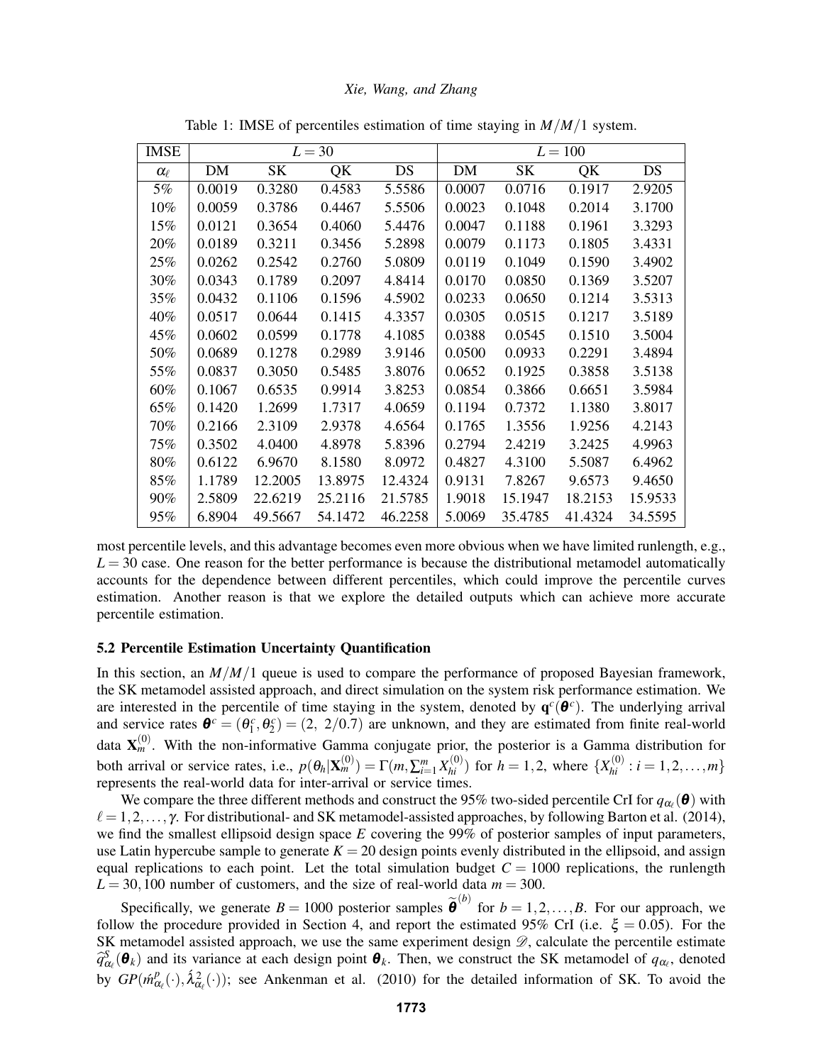Table 1: IMSE of percentiles estimation of time staying in $M/M/1$ system.

| IMSE | $L=30$ | | | | $L=100$ | | | |
|---|---|---|---|---|---|---|---|---|
| $\alpha_\ell$ | DM | SK | QK | DS | DM | SK | QK | DS |
| 5% | 0.0019 | 0.3280 | 0.4583 | 5.5586 | 0.0007 | 0.0716 | 0.1917 | 2.9205 |
| 10% | 0.0059 | 0.3786 | 0.4467 | 5.5506 | 0.0023 | 0.1048 | 0.2014 | 3.1700 |
| 15% | 0.0121 | 0.3654 | 0.4060 | 5.4476 | 0.0047 | 0.1188 | 0.1961 | 3.3293 |
| 20% | 0.0189 | 0.3211 | 0.3456 | 5.2898 | 0.0079 | 0.1173 | 0.1805 | 3.4331 |
| 25% | 0.0262 | 0.2542 | 0.2760 | 5.0809 | 0.0119 | 0.1049 | 0.1590 | 3.4902 |
| 30% | 0.0343 | 0.1789 | 0.2097 | 4.8414 | 0.0170 | 0.0850 | 0.1369 | 3.5207 |
| 35% | 0.0432 | 0.1106 | 0.1596 | 4.5902 | 0.0233 | 0.0650 | 0.1214 | 3.5313 |
| 40% | 0.0517 | 0.0644 | 0.1415 | 4.3357 | 0.0305 | 0.0515 | 0.1217 | 3.5189 |
| 45% | 0.0602 | 0.0599 | 0.1778 | 4.1085 | 0.0388 | 0.0545 | 0.1510 | 3.5004 |
| 50% | 0.0689 | 0.1278 | 0.2989 | 3.9146 | 0.0500 | 0.0933 | 0.2291 | 3.4894 |
| 55% | 0.0837 | 0.3050 | 0.5485 | 3.8076 | 0.0652 | 0.1925 | 0.3858 | 3.5138 |
| 60% | 0.1067 | 0.6535 | 0.9914 | 3.8253 | 0.0854 | 0.3866 | 0.6651 | 3.5984 |
| 65% | 0.1420 | 1.2699 | 1.7317 | 4.0659 | 0.1194 | 0.7372 | 1.1380 | 3.8017 |
| 70% | 0.2166 | 2.3109 | 2.9378 | 4.6564 | 0.1765 | 1.3556 | 1.9256 | 4.2143 |
| 75% | 0.3502 | 4.0400 | 4.8978 | 5.8396 | 0.2794 | 2.4219 | 3.2425 | 4.9963 |
| 80% | 0.6122 | 6.9670 | 8.1580 | 8.0972 | 0.4827 | 4.3100 | 5.5087 | 6.4962 |
| 85% | 1.1789 | 12.2005 | 13.8975 | 12.4324 | 0.9131 | 7.8267 | 9.6573 | 9.4650 |
| 90% | 2.5809 | 22.6219 | 25.2116 | 21.5785 | 1.9018 | 15.1947 | 18.2153 | 15.9533 |
| 95% | 6.8904 | 49.5667 | 54.1472 | 46.2258 | 5.0069 | 35.4785 | 41.4324 | 34.5595 |

most percentile levels, and this advantage becomes even more obvious when we have limited runlength, e.g., $L=30$ case. One reason for the better performance is because the distributional metamodel automatically accounts for the dependence between different percentiles, which could improve the percentile curves estimation. Another reason is that we explore the detailed outputs which can achieve more accurate percentile estimation.

### 5.2 Percentile Estimation Uncertainty Quantification

In this section, an $M/M/1$ queue is used to compare the performance of proposed Bayesian framework, the SK metamodel assisted approach, and direct simulation on the system risk performance estimation. We are interested in the percentile of time staying in the system, denoted by $\mathbf{q}^c(\boldsymbol{\theta}^c)$. The underlying arrival and service rates $\boldsymbol{\theta}^c=(\theta^c_1,\theta^c_2)=(2,\ 2/0.7)$ are unknown, and they are estimated from finite real-world data $\mathbf{X}^{(0)}_m$. With the non-informative Gamma conjugate prior, the posterior is a Gamma distribution for both arrival or service rates, i.e., $p(\theta_h|\mathbf{X}^{(0)}_m)=\Gamma(m,\sum_{i=1}^m X^{(0)}_{hi})$ for $h=1,2$, where $\{X^{(0)}_{hi}: i=1,2,\ldots,m\}$ represents the real-world data for inter-arrival or service times.

We compare the three different methods and construct the 95% two-sided percentile CrI for $q_{\alpha_\ell}(\boldsymbol{\theta})$ with $\ell=1,2,\ldots,\gamma$. For distributional- and SK metamodel-assisted approaches, by following Barton et al. (2014), we find the smallest ellipsoid design space $E$ covering the 99% of posterior samples of input parameters, use Latin hypercube sample to generate $K=20$ design points evenly distributed in the ellipsoid, and assign equal replications to each point. Let the total simulation budget $C=1000$ replications, the runlength $L=30,100$ number of customers, and the size of real-world data $m=300$.

Specifically, we generate $B=1000$ posterior samples $\widetilde{\boldsymbol{\theta}}^{(b)}$ for $b=1,2,\ldots,B$. For our approach, we follow the procedure provided in Section 4, and report the estimated 95% CrI (i.e. $\xi=0.05$). For the SK metamodel assisted approach, we use the same experiment design $\mathscr{D}$, calculate the percentile estimate $\widehat{q}^S_{\alpha_\ell}(\boldsymbol{\theta}_k)$ and its variance at each design point $\boldsymbol{\theta}_k$. Then, we construct the SK metamodel of $q_{\alpha_\ell}$, denoted by $GP(\acute{m}^p_{\alpha_\ell}(\cdot),\acute{\lambda}^2_{\alpha_\ell}(\cdot))$; see Ankenman et al. (2010) for the detailed information of SK. To avoid the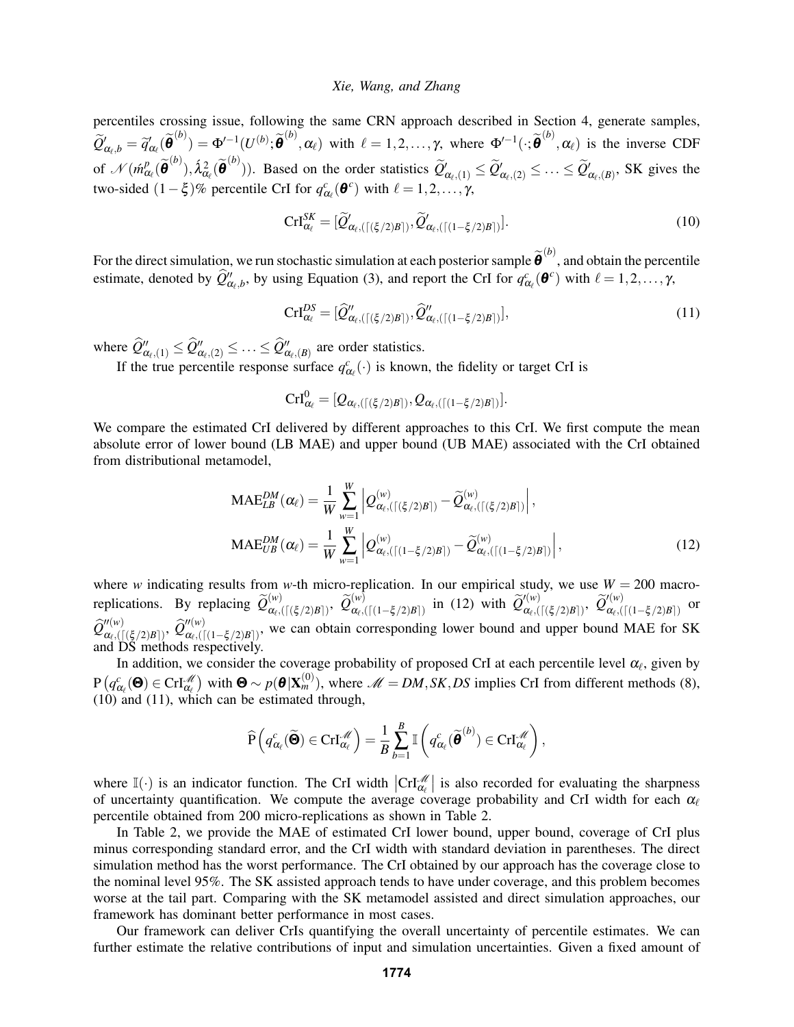percentiles crossing issue, following the same CRN approach described in Section 4, generate samples, $\widetilde{Q}'_{\alpha_\ell,b} = \widetilde{q}'_{\alpha_\ell}(\widetilde{\boldsymbol{\theta}}^{(b)}) = \Phi'^{-1}(U^{(b)}; \widetilde{\boldsymbol{\theta}}^{(b)}, \alpha_\ell)$ with $\ell = 1,2,\ldots,\gamma$, where $\Phi'^{-1}(\cdot; \widetilde{\boldsymbol{\theta}}^{(b)}, \alpha_\ell)$ is the inverse CDF of $\mathcal{N}(\acute{m}^p_{\alpha_\ell}(\widetilde{\boldsymbol{\theta}}^{(b)}), \acute{\lambda}^2_{\alpha_\ell}(\widetilde{\boldsymbol{\theta}}^{(b)}))$. Based on the order statistics $\widetilde{Q}'_{\alpha_\ell,(1)} \leq \widetilde{Q}'_{\alpha_\ell,(2)} \leq \ldots \leq \widetilde{Q}'_{\alpha_\ell,(B)}$, SK gives the two-sided $(1-\xi)\%$ percentile CrI for $q^c_{\alpha_\ell}(\boldsymbol{\theta}^c)$ with $\ell = 1,2,\ldots,\gamma$,

$$\mathrm{CrI}^{SK}_{\alpha_\ell} = [\widetilde{Q}'_{\alpha_\ell,(\lceil(\xi/2)B\rceil)}, \widetilde{Q}'_{\alpha_\ell,(\lceil(1-\xi/2)B\rceil)}]. \tag{10}$$

For the direct simulation, we run stochastic simulation at each posterior sample $\widetilde{\boldsymbol{\theta}}^{(b)}$, and obtain the percentile estimate, denoted by $\widehat{Q}''_{\alpha_\ell,b}$, by using Equation (3), and report the CrI for $q^c_{\alpha_\ell}(\boldsymbol{\theta}^c)$ with $\ell = 1,2,\ldots,\gamma$,

$$\mathrm{CrI}^{DS}_{\alpha_\ell} = [\widehat{Q}''_{\alpha_\ell,(\lceil(\xi/2)B\rceil)}, \widehat{Q}''_{\alpha_\ell,(\lceil(1-\xi/2)B\rceil)}], \tag{11}$$

where $\widehat{Q}''_{\alpha_\ell,(1)} \leq \widehat{Q}''_{\alpha_\ell,(2)} \leq \ldots \leq \widehat{Q}''_{\alpha_\ell,(B)}$ are order statistics.

If the true percentile response surface $q^c_{\alpha_\ell}(\cdot)$ is known, the fidelity or target CrI is

$$\mathrm{CrI}^0_{\alpha_\ell} = [Q_{\alpha_\ell,(\lceil(\xi/2)B\rceil)}, Q_{\alpha_\ell,(\lceil(1-\xi/2)B\rceil)}].$$

We compare the estimated CrI delivered by different approaches to this CrI. We first compute the mean absolute error of lower bound (LB MAE) and upper bound (UB MAE) associated with the CrI obtained from distributional metamodel,

$$\begin{aligned}
\mathrm{MAE}^{DM}_{LB}(\alpha_\ell) &= \frac{1}{W}\sum_{w=1}^{W}\left|Q^{(w)}_{\alpha_\ell,(\lceil(\xi/2)B\rceil)} - \widetilde{Q}^{(w)}_{\alpha_\ell,(\lceil(\xi/2)B\rceil)}\right|, \\
\mathrm{MAE}^{DM}_{UB}(\alpha_\ell) &= \frac{1}{W}\sum_{w=1}^{W}\left|Q^{(w)}_{\alpha_\ell,(\lceil(1-\xi/2)B\rceil)} - \widetilde{Q}^{(w)}_{\alpha_\ell,(\lceil(1-\xi/2)B\rceil)}\right|,
\end{aligned} \tag{12}$$

where $w$ indicating results from $w$-th micro-replication. In our empirical study, we use $W = 200$ macro-replications. By replacing $\widetilde{Q}^{(w)}_{\alpha_\ell,(\lceil(\xi/2)B\rceil)}$, $\widetilde{Q}^{(w)}_{\alpha_\ell,(\lceil(1-\xi/2)B\rceil)}$ in (12) with $\widetilde{Q}'^{(w)}_{\alpha_\ell,(\lceil(\xi/2)B\rceil)}$, $\widetilde{Q}'^{(w)}_{\alpha_\ell,(\lceil(1-\xi/2)B\rceil)}$ or $\widehat{Q}''^{(w)}_{\alpha_\ell,(\lceil(\xi/2)B\rceil)}$, $\widehat{Q}''^{(w)}_{\alpha_\ell,(\lceil(1-\xi/2)B\rceil)}$, we can obtain corresponding lower bound and upper bound MAE for SK and DS methods respectively.

In addition, we consider the coverage probability of proposed CrI at each percentile level $\alpha_\ell$, given by $\mathrm{P}\left(q^c_{\alpha_\ell}(\boldsymbol{\Theta}) \in \mathrm{CrI}^{\mathscr{M}}_{\alpha_\ell}\right)$ with $\boldsymbol{\Theta} \sim p(\boldsymbol{\theta}|\mathbf{X}^{(0)}_m)$, where $\mathscr{M} = DM, SK, DS$ implies CrI from different methods (8), (10) and (11), which can be estimated through,

$$\widehat{\mathrm{P}}\left(q^c_{\alpha_\ell}(\widetilde{\boldsymbol{\Theta}}) \in \mathrm{CrI}^{\mathscr{M}}_{\alpha_\ell}\right) = \frac{1}{B}\sum_{b=1}^{B}\mathbb{I}\left(q^c_{\alpha_\ell}(\widetilde{\boldsymbol{\theta}}^{(b)}) \in \mathrm{CrI}^{\mathscr{M}}_{\alpha_\ell}\right),$$

where $\mathbb{I}(\cdot)$ is an indicator function. The CrI width $\left|\mathrm{CrI}^{\mathscr{M}}_{\alpha_\ell}\right|$ is also recorded for evaluating the sharpness of uncertainty quantification. We compute the average coverage probability and CrI width for each $\alpha_\ell$ percentile obtained from 200 micro-replications as shown in Table 2.

In Table 2, we provide the MAE of estimated CrI lower bound, upper bound, coverage of CrI plus minus corresponding standard error, and the CrI width with standard deviation in parentheses. The direct simulation method has the worst performance. The CrI obtained by our approach has the coverage close to the nominal level 95%. The SK assisted approach tends to have under coverage, and this problem becomes worse at the tail part. Comparing with the SK metamodel assisted and direct simulation approaches, our framework has dominant better performance in most cases.

Our framework can deliver CrIs quantifying the overall uncertainty of percentile estimates. We can further estimate the relative contributions of input and simulation uncertainties. Given a fixed amount of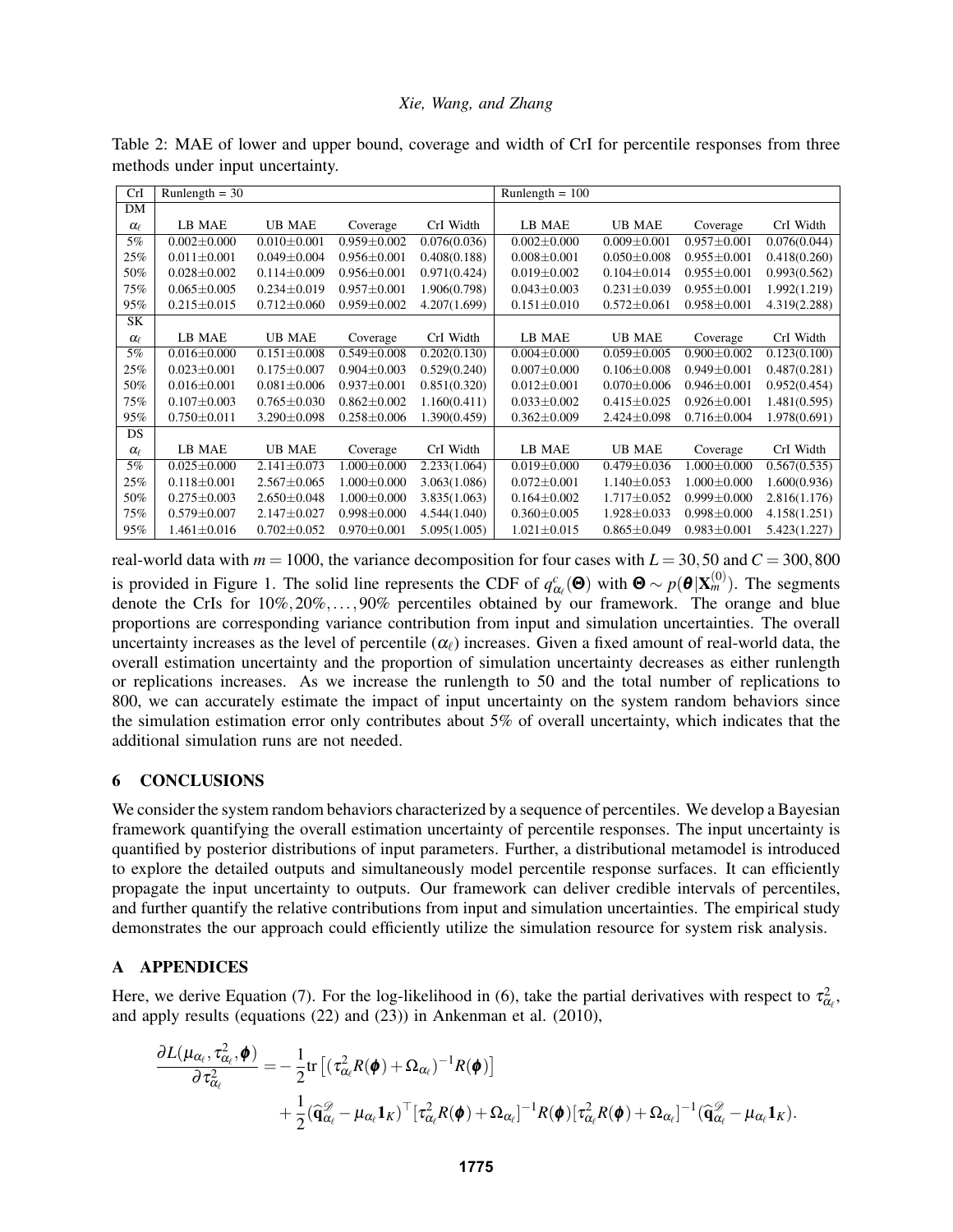Table 2: MAE of lower and upper bound, coverage and width of CrI for percentile responses from three methods under input uncertainty.

| CrI | Runlength = 30 | | | | Runlength = 100 | | | |
|---|---|---|---|---|---|---|---|---|
| DM | | | | | | | | |
| $\alpha_\ell$ | LB MAE | UB MAE | Coverage | CrI Width | LB MAE | UB MAE | Coverage | CrI Width |
| 5% | 0.002±0.000 | 0.010±0.001 | 0.959±0.002 | 0.076(0.036) | 0.002±0.000 | 0.009±0.001 | 0.957±0.001 | 0.076(0.044) |
| 25% | 0.011±0.001 | 0.049±0.004 | 0.956±0.001 | 0.408(0.188) | 0.008±0.001 | 0.050±0.008 | 0.955±0.001 | 0.418(0.260) |
| 50% | 0.028±0.002 | 0.114±0.009 | 0.956±0.001 | 0.971(0.424) | 0.019±0.002 | 0.104±0.014 | 0.955±0.001 | 0.993(0.562) |
| 75% | 0.065±0.005 | 0.234±0.019 | 0.957±0.001 | 1.906(0.798) | 0.043±0.003 | 0.231±0.039 | 0.955±0.001 | 1.992(1.219) |
| 95% | 0.215±0.015 | 0.712±0.060 | 0.959±0.002 | 4.207(1.699) | 0.151±0.010 | 0.572±0.061 | 0.958±0.001 | 4.319(2.288) |
| SK | | | | | | | | |
| $\alpha_\ell$ | LB MAE | UB MAE | Coverage | CrI Width | LB MAE | UB MAE | Coverage | CrI Width |
| 5% | 0.016±0.000 | 0.151±0.008 | 0.549±0.008 | 0.202(0.130) | 0.004±0.000 | 0.059±0.005 | 0.900±0.002 | 0.123(0.100) |
| 25% | 0.023±0.001 | 0.175±0.007 | 0.904±0.003 | 0.529(0.240) | 0.007±0.000 | 0.106±0.008 | 0.949±0.001 | 0.487(0.281) |
| 50% | 0.016±0.001 | 0.081±0.006 | 0.937±0.001 | 0.851(0.320) | 0.012±0.001 | 0.070±0.006 | 0.946±0.001 | 0.952(0.454) |
| 75% | 0.107±0.003 | 0.765±0.030 | 0.862±0.002 | 1.160(0.411) | 0.033±0.002 | 0.415±0.025 | 0.926±0.001 | 1.481(0.595) |
| 95% | 0.750±0.011 | 3.290±0.098 | 0.258±0.006 | 1.390(0.459) | 0.362±0.009 | 2.424±0.098 | 0.716±0.004 | 1.978(0.691) |
| DS | | | | | | | | |
| $\alpha_\ell$ | LB MAE | UB MAE | Coverage | CrI Width | LB MAE | UB MAE | Coverage | CrI Width |
| 5% | 0.025±0.000 | 2.141±0.073 | 1.000±0.000 | 2.233(1.064) | 0.019±0.000 | 0.479±0.036 | 1.000±0.000 | 0.567(0.535) |
| 25% | 0.118±0.001 | 2.567±0.065 | 1.000±0.000 | 3.063(1.086) | 0.072±0.001 | 1.140±0.053 | 1.000±0.000 | 1.600(0.936) |
| 50% | 0.275±0.003 | 2.650±0.048 | 1.000±0.000 | 3.835(1.063) | 0.164±0.002 | 1.717±0.052 | 0.999±0.000 | 2.816(1.176) |
| 75% | 0.579±0.007 | 2.147±0.027 | 0.998±0.000 | 4.544(1.040) | 0.360±0.005 | 1.928±0.033 | 0.998±0.000 | 4.158(1.251) |
| 95% | 1.461±0.016 | 0.702±0.052 | 0.970±0.001 | 5.095(1.005) | 1.021±0.015 | 0.865±0.049 | 0.983±0.001 | 5.423(1.227) |

real-world data with $m = 1000$, the variance decomposition for four cases with $L = 30, 50$ and $C = 300, 800$ is provided in Figure 1. The solid line represents the CDF of $q^c_{\alpha_\ell}(\boldsymbol{\Theta})$ with $\boldsymbol{\Theta} \sim p(\boldsymbol{\theta}|\mathbf{X}^{(0)}_m)$. The segments denote the CrIs for $10\%, 20\%, \ldots, 90\%$ percentiles obtained by our framework. The orange and blue proportions are corresponding variance contribution from input and simulation uncertainties. The overall uncertainty increases as the level of percentile ($\alpha_\ell$) increases. Given a fixed amount of real-world data, the overall estimation uncertainty and the proportion of simulation uncertainty decreases as either runlength or replications increases. As we increase the runlength to 50 and the total number of replications to 800, we can accurately estimate the impact of input uncertainty on the system random behaviors since the simulation estimation error only contributes about 5% of overall uncertainty, which indicates that the additional simulation runs are not needed.

## 6 CONCLUSIONS

We consider the system random behaviors characterized by a sequence of percentiles. We develop a Bayesian framework quantifying the overall estimation uncertainty of percentile responses. The input uncertainty is quantified by posterior distributions of input parameters. Further, a distributional metamodel is introduced to explore the detailed outputs and simultaneously model percentile response surfaces. It can efficiently propagate the input uncertainty to outputs. Our framework can deliver credible intervals of percentiles, and further quantify the relative contributions from input and simulation uncertainties. The empirical study demonstrates the our approach could efficiently utilize the simulation resource for system risk analysis.

## A APPENDICES

Here, we derive Equation (7). For the log-likelihood in (6), take the partial derivatives with respect to $\tau^2_{\alpha_\ell}$, and apply results (equations (22) and (23)) in Ankenman et al. (2010),

$$
\begin{aligned}
\frac{\partial L(\mu_{\alpha_\ell}, \tau^2_{\alpha_\ell}, \boldsymbol{\phi})}{\partial \tau^2_{\alpha_\ell}} = & -\frac{1}{2}\mathrm{tr}\left[(\tau^2_{\alpha_\ell} R(\boldsymbol{\phi}) + \Omega_{\alpha_\ell})^{-1} R(\boldsymbol{\phi})\right] \\
& + \frac{1}{2}(\widehat{\mathbf{q}}^{\mathscr{D}}_{\alpha_\ell} - \mu_{\alpha_\ell}\mathbf{1}_K)^\top [\tau^2_{\alpha_\ell} R(\boldsymbol{\phi}) + \Omega_{\alpha_\ell}]^{-1} R(\boldsymbol{\phi}) [\tau^2_{\alpha_\ell} R(\boldsymbol{\phi}) + \Omega_{\alpha_\ell}]^{-1} (\widehat{\mathbf{q}}^{\mathscr{D}}_{\alpha_\ell} - \mu_{\alpha_\ell}\mathbf{1}_K).
\end{aligned}
$$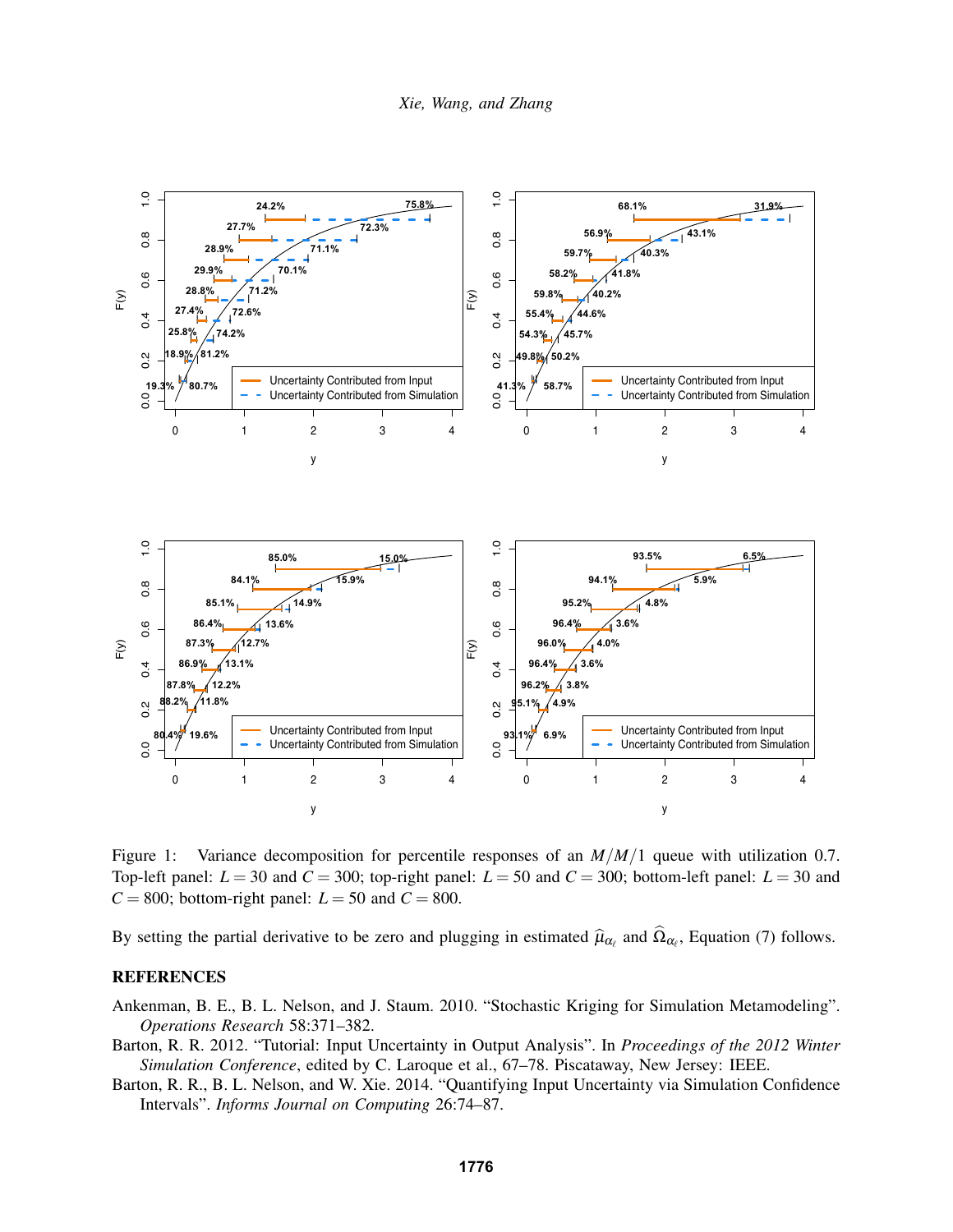Figure 1: Variance decomposition for percentile responses of an $M/M/1$ queue with utilization 0.7. Top-left panel: $L = 30$ and $C = 300$; top-right panel: $L = 50$ and $C = 300$; bottom-left panel: $L = 30$ and $C = 800$; bottom-right panel: $L = 50$ and $C = 800$.

By setting the partial derivative to be zero and plugging in estimated $\widehat{\mu}_{\alpha_\ell}$ and $\widehat{\Omega}_{\alpha_\ell}$, Equation (7) follows.

## REFERENCES

Ankenman, B. E., B. L. Nelson, and J. Staum. 2010. "Stochastic Kriging for Simulation Metamodeling". *Operations Research* 58:371–382.

Barton, R. R. 2012. "Tutorial: Input Uncertainty in Output Analysis". In *Proceedings of the 2012 Winter Simulation Conference*, edited by C. Laroque et al., 67–78. Piscataway, New Jersey: IEEE.

Barton, R. R., B. L. Nelson, and W. Xie. 2014. "Quantifying Input Uncertainty via Simulation Confidence Intervals". *Informs Journal on Computing* 26:74–87.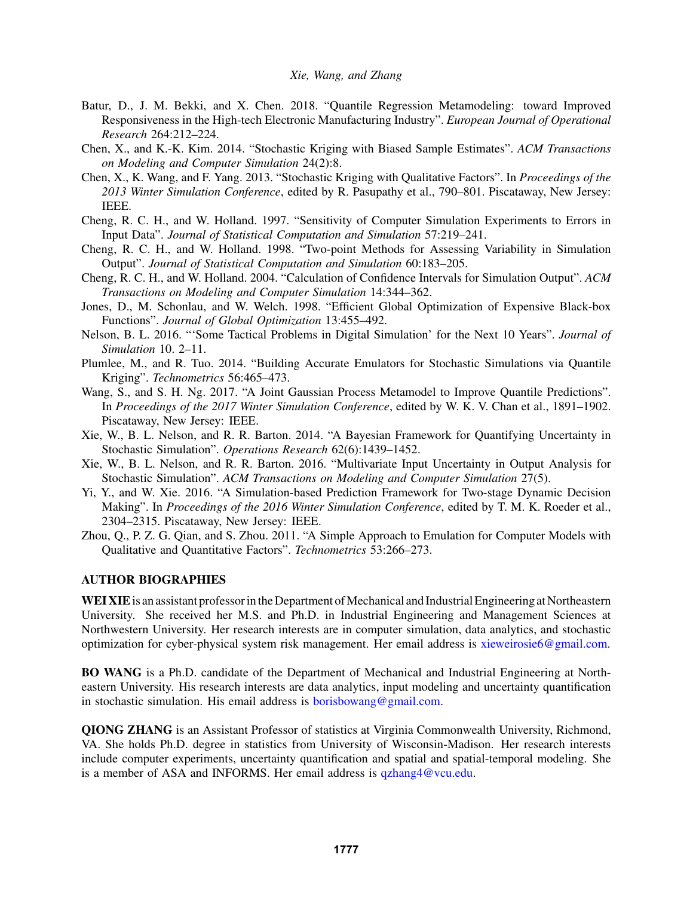Batur, D., J. M. Bekki, and X. Chen. 2018. "Quantile Regression Metamodeling: toward Improved Responsiveness in the High-tech Electronic Manufacturing Industry". *European Journal of Operational Research* 264:212–224.

Chen, X., and K.-K. Kim. 2014. "Stochastic Kriging with Biased Sample Estimates". *ACM Transactions on Modeling and Computer Simulation* 24(2):8.

Chen, X., K. Wang, and F. Yang. 2013. "Stochastic Kriging with Qualitative Factors". In *Proceedings of the 2013 Winter Simulation Conference*, edited by R. Pasupathy et al., 790–801. Piscataway, New Jersey: IEEE.

Cheng, R. C. H., and W. Holland. 1997. "Sensitivity of Computer Simulation Experiments to Errors in Input Data". *Journal of Statistical Computation and Simulation* 57:219–241.

Cheng, R. C. H., and W. Holland. 1998. "Two-point Methods for Assessing Variability in Simulation Output". *Journal of Statistical Computation and Simulation* 60:183–205.

Cheng, R. C. H., and W. Holland. 2004. "Calculation of Confidence Intervals for Simulation Output". *ACM Transactions on Modeling and Computer Simulation* 14:344–362.

Jones, D., M. Schonlau, and W. Welch. 1998. "Efficient Global Optimization of Expensive Black-box Functions". *Journal of Global Optimization* 13:455–492.

Nelson, B. L. 2016. "'Some Tactical Problems in Digital Simulation' for the Next 10 Years". *Journal of Simulation* 10. 2–11.

Plumlee, M., and R. Tuo. 2014. "Building Accurate Emulators for Stochastic Simulations via Quantile Kriging". *Technometrics* 56:465–473.

Wang, S., and S. H. Ng. 2017. "A Joint Gaussian Process Metamodel to Improve Quantile Predictions". In *Proceedings of the 2017 Winter Simulation Conference*, edited by W. K. V. Chan et al., 1891–1902. Piscataway, New Jersey: IEEE.

Xie, W., B. L. Nelson, and R. R. Barton. 2014. "A Bayesian Framework for Quantifying Uncertainty in Stochastic Simulation". *Operations Research* 62(6):1439–1452.

Xie, W., B. L. Nelson, and R. R. Barton. 2016. "Multivariate Input Uncertainty in Output Analysis for Stochastic Simulation". *ACM Transactions on Modeling and Computer Simulation* 27(5).

Yi, Y., and W. Xie. 2016. "A Simulation-based Prediction Framework for Two-stage Dynamic Decision Making". In *Proceedings of the 2016 Winter Simulation Conference*, edited by T. M. K. Roeder et al., 2304–2315. Piscataway, New Jersey: IEEE.

Zhou, Q., P. Z. G. Qian, and S. Zhou. 2011. "A Simple Approach to Emulation for Computer Models with Qualitative and Quantitative Factors". *Technometrics* 53:266–273.

## AUTHOR BIOGRAPHIES

**WEI XIE** is an assistant professor in the Department of Mechanical and Industrial Engineering at Northeastern University. She received her M.S. and Ph.D. in Industrial Engineering and Management Sciences at Northwestern University. Her research interests are in computer simulation, data analytics, and stochastic optimization for cyber-physical system risk management. Her email address is xieweirosie6@gmail.com.

**BO WANG** is a Ph.D. candidate of the Department of Mechanical and Industrial Engineering at Northeastern University. His research interests are data analytics, input modeling and uncertainty quantification in stochastic simulation. His email address is borisbowang@gmail.com.

**QIONG ZHANG** is an Assistant Professor of statistics at Virginia Commonwealth University, Richmond, VA. She holds Ph.D. degree in statistics from University of Wisconsin-Madison. Her research interests include computer experiments, uncertainty quantification and spatial and spatial-temporal modeling. She is a member of ASA and INFORMS. Her email address is qzhang4@vcu.edu.